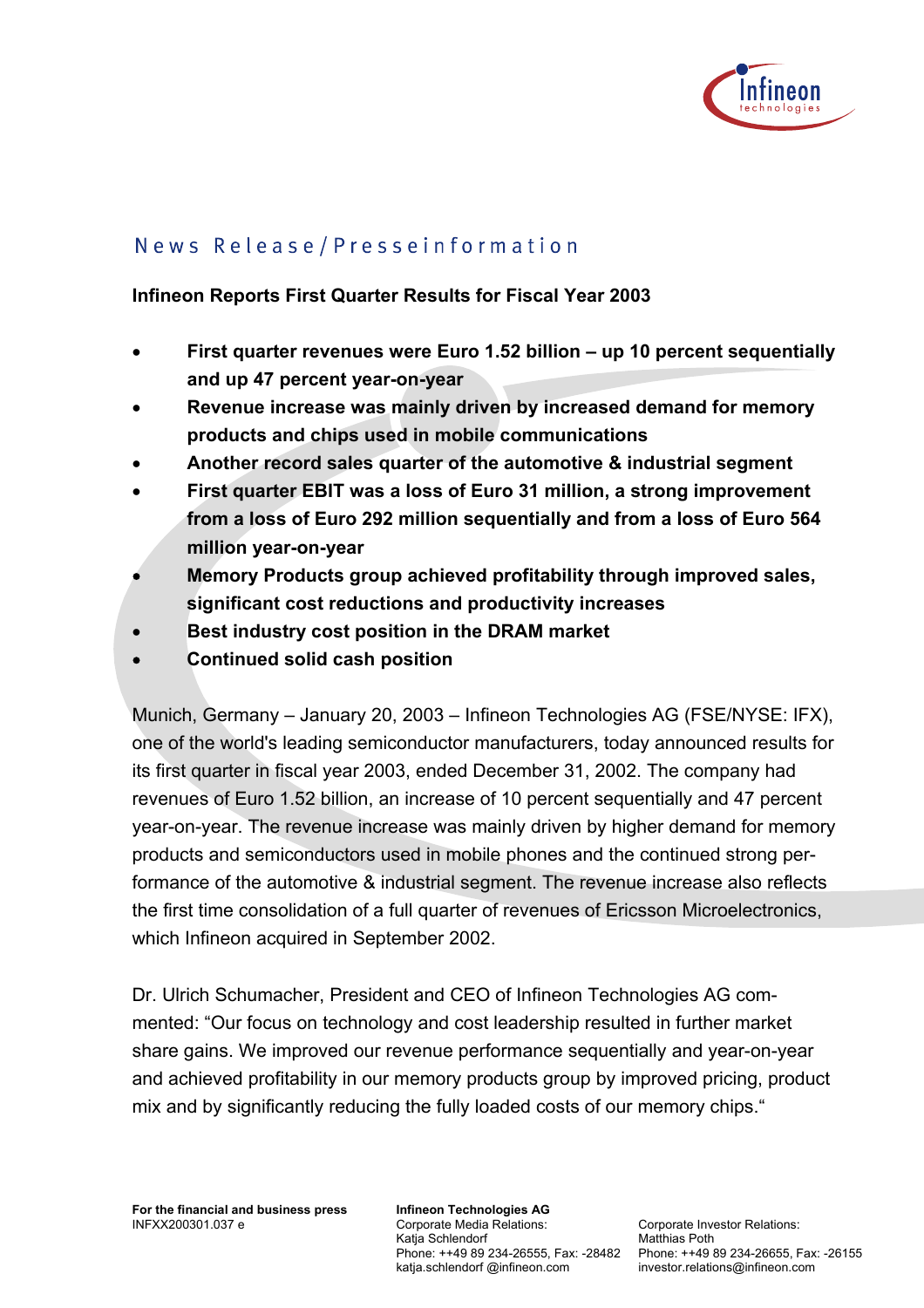News Release/Presseinformation

**Infineon Reports First Quarter Results for Fiscal Year 2003**

- **First quarter revenues were Euro 1.52 billion – up 10 percent sequentially and up 47 percent year-on-year**
- **Revenue increase was mainly driven by increased demand for memory products and chips used in mobile communications**
- **Another record sales quarter of the automotive & industrial segment**
- **First quarter EBIT was a loss of Euro 31 million, a strong improvement from a loss of Euro 292 million sequentially and from a loss of Euro 564 million year-on-year**
- **Memory Products group achieved profitability through improved sales, significant cost reductions and productivity increases**
- **Best industry cost position in the DRAM market**
- **Continued solid cash position**

Munich, Germany – January 20, 2003 – Infineon Technologies AG (FSE/NYSE: IFX), one of the world's leading semiconductor manufacturers, today announced results for its first quarter in fiscal year 2003, ended December 31, 2002. The company had revenues of Euro 1.52 billion, an increase of 10 percent sequentially and 47 percent year-on-year. The revenue increase was mainly driven by higher demand for memory products and semiconductors used in mobile phones and the continued strong performance of the automotive & industrial segment. The revenue increase also reflects the first time consolidation of a full quarter of revenues of Ericsson Microelectronics, which Infineon acquired in September 2002.

Dr. Ulrich Schumacher, President and CEO of Infineon Technologies AG commented: "Our focus on technology and cost leadership resulted in further market share gains. We improved our revenue performance sequentially and year-on-year and achieved profitability in our memory products group by improved pricing, product mix and by significantly reducing the fully loaded costs of our memory chips."

**For the financial and business press**
INFXX200301.037 e

**Infineon Technologies AG**
Corporate Media Relations:
Katja Schlendorf
Phone: ++49 89 234-26555, Fax: -28482
katja.schlendorf @infineon.com

Corporate Investor Relations:
Matthias Poth
Phone: ++49 89 234-26655, Fax: -26155
investor.relations@infineon.com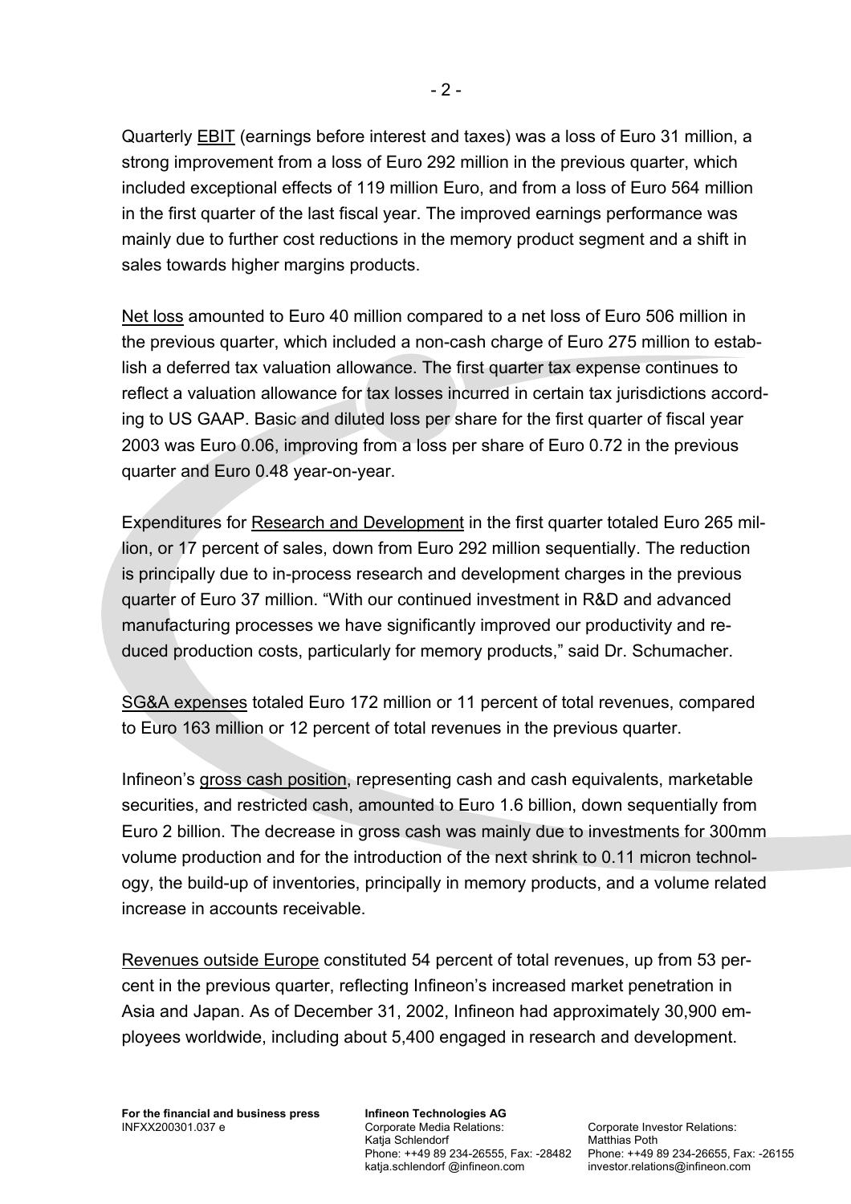Quarterly EBIT (earnings before interest and taxes) was a loss of Euro 31 million, a strong improvement from a loss of Euro 292 million in the previous quarter, which included exceptional effects of 119 million Euro, and from a loss of Euro 564 million in the first quarter of the last fiscal year. The improved earnings performance was mainly due to further cost reductions in the memory product segment and a shift in sales towards higher margins products.

Net loss amounted to Euro 40 million compared to a net loss of Euro 506 million in the previous quarter, which included a non-cash charge of Euro 275 million to establish a deferred tax valuation allowance. The first quarter tax expense continues to reflect a valuation allowance for tax losses incurred in certain tax jurisdictions according to US GAAP. Basic and diluted loss per share for the first quarter of fiscal year 2003 was Euro 0.06, improving from a loss per share of Euro 0.72 in the previous quarter and Euro 0.48 year-on-year.

Expenditures for Research and Development in the first quarter totaled Euro 265 million, or 17 percent of sales, down from Euro 292 million sequentially. The reduction is principally due to in-process research and development charges in the previous quarter of Euro 37 million. "With our continued investment in R&D and advanced manufacturing processes we have significantly improved our productivity and reduced production costs, particularly for memory products," said Dr. Schumacher.

SG&A expenses totaled Euro 172 million or 11 percent of total revenues, compared to Euro 163 million or 12 percent of total revenues in the previous quarter.

Infineon's gross cash position, representing cash and cash equivalents, marketable securities, and restricted cash, amounted to Euro 1.6 billion, down sequentially from Euro 2 billion. The decrease in gross cash was mainly due to investments for 300mm volume production and for the introduction of the next shrink to 0.11 micron technology, the build-up of inventories, principally in memory products, and a volume related increase in accounts receivable.

Revenues outside Europe constituted 54 percent of total revenues, up from 53 percent in the previous quarter, reflecting Infineon's increased market penetration in Asia and Japan. As of December 31, 2002, Infineon had approximately 30,900 employees worldwide, including about 5,400 engaged in research and development.

**For the financial and business press**
INFXX200301.037 e

**Infineon Technologies AG**
Corporate Media Relations:
Katja Schlendorf
Phone: ++49 89 234-26555, Fax: -28482
katja.schlendorf @infineon.com

Corporate Investor Relations:
Matthias Poth
Phone: ++49 89 234-26655, Fax: -26155
investor.relations@infineon.com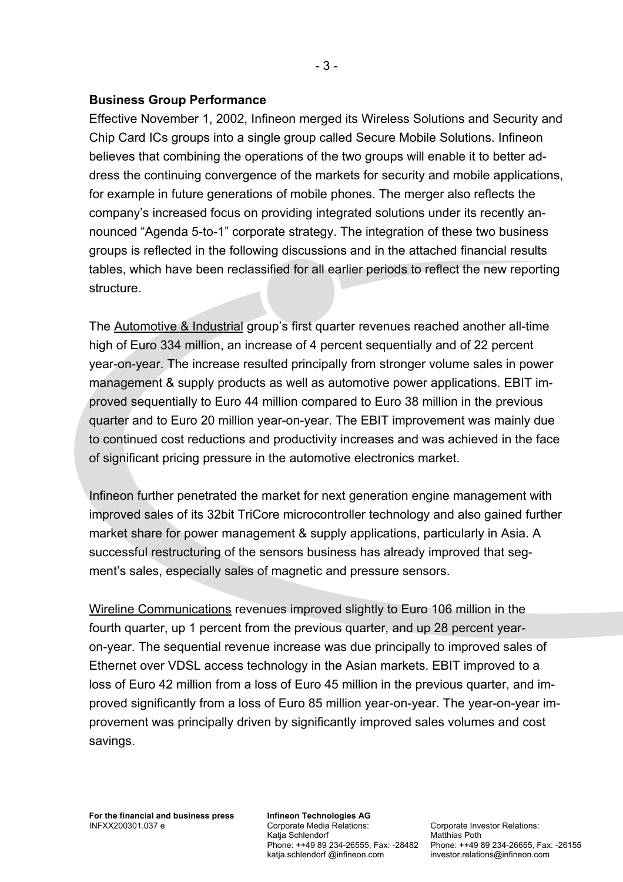**Business Group Performance**

Effective November 1, 2002, Infineon merged its Wireless Solutions and Security and Chip Card ICs groups into a single group called Secure Mobile Solutions. Infineon believes that combining the operations of the two groups will enable it to better address the continuing convergence of the markets for security and mobile applications, for example in future generations of mobile phones. The merger also reflects the company's increased focus on providing integrated solutions under its recently announced "Agenda 5-to-1" corporate strategy. The integration of these two business groups is reflected in the following discussions and in the attached financial results tables, which have been reclassified for all earlier periods to reflect the new reporting structure.

The Automotive & Industrial group's first quarter revenues reached another all-time high of Euro 334 million, an increase of 4 percent sequentially and of 22 percent year-on-year. The increase resulted principally from stronger volume sales in power management & supply products as well as automotive power applications. EBIT improved sequentially to Euro 44 million compared to Euro 38 million in the previous quarter and to Euro 20 million year-on-year. The EBIT improvement was mainly due to continued cost reductions and productivity increases and was achieved in the face of significant pricing pressure in the automotive electronics market.

Infineon further penetrated the market for next generation engine management with improved sales of its 32bit TriCore microcontroller technology and also gained further market share for power management & supply applications, particularly in Asia. A successful restructuring of the sensors business has already improved that segment's sales, especially sales of magnetic and pressure sensors.

Wireline Communications revenues improved slightly to Euro 106 million in the fourth quarter, up 1 percent from the previous quarter, and up 28 percent year-on-year. The sequential revenue increase was due principally to improved sales of Ethernet over VDSL access technology in the Asian markets. EBIT improved to a loss of Euro 42 million from a loss of Euro 45 million in the previous quarter, and improved significantly from a loss of Euro 85 million year-on-year. The year-on-year improvement was principally driven by significantly improved sales volumes and cost savings.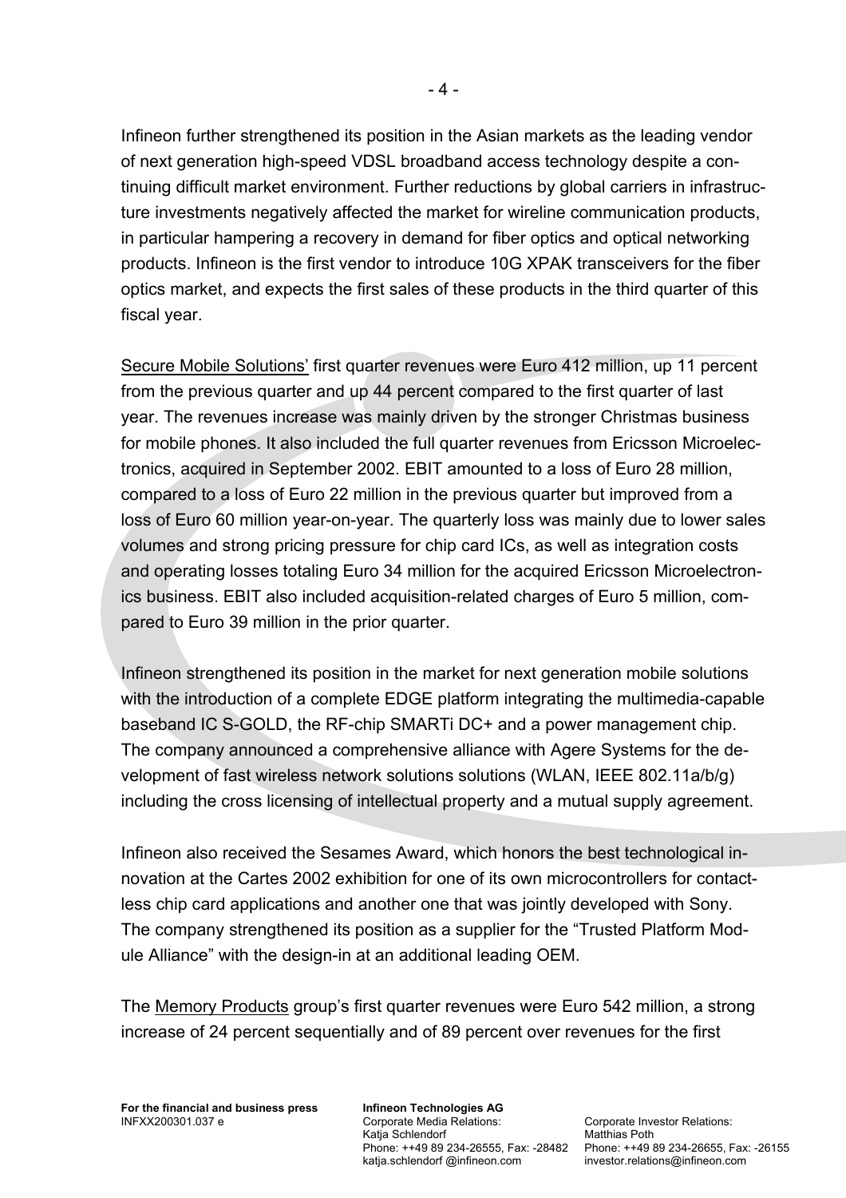Infineon further strengthened its position in the Asian markets as the leading vendor of next generation high-speed VDSL broadband access technology despite a continuing difficult market environment. Further reductions by global carriers in infrastructure investments negatively affected the market for wireline communication products, in particular hampering a recovery in demand for fiber optics and optical networking products. Infineon is the first vendor to introduce 10G XPAK transceivers for the fiber optics market, and expects the first sales of these products in the third quarter of this fiscal year.

Secure Mobile Solutions' first quarter revenues were Euro 412 million, up 11 percent from the previous quarter and up 44 percent compared to the first quarter of last year. The revenues increase was mainly driven by the stronger Christmas business for mobile phones. It also included the full quarter revenues from Ericsson Microelectronics, acquired in September 2002. EBIT amounted to a loss of Euro 28 million, compared to a loss of Euro 22 million in the previous quarter but improved from a loss of Euro 60 million year-on-year. The quarterly loss was mainly due to lower sales volumes and strong pricing pressure for chip card ICs, as well as integration costs and operating losses totaling Euro 34 million for the acquired Ericsson Microelectronics business. EBIT also included acquisition-related charges of Euro 5 million, compared to Euro 39 million in the prior quarter.

Infineon strengthened its position in the market for next generation mobile solutions with the introduction of a complete EDGE platform integrating the multimedia-capable baseband IC S-GOLD, the RF-chip SMARTi DC+ and a power management chip. The company announced a comprehensive alliance with Agere Systems for the development of fast wireless network solutions solutions (WLAN, IEEE 802.11a/b/g) including the cross licensing of intellectual property and a mutual supply agreement.

Infineon also received the Sesames Award, which honors the best technological innovation at the Cartes 2002 exhibition for one of its own microcontrollers for contactless chip card applications and another one that was jointly developed with Sony. The company strengthened its position as a supplier for the "Trusted Platform Module Alliance" with the design-in at an additional leading OEM.

The Memory Products group's first quarter revenues were Euro 542 million, a strong increase of 24 percent sequentially and of 89 percent over revenues for the first

**For the financial and business press**
INFXX200301.037 e

**Infineon Technologies AG**
Corporate Media Relations:
Katja Schlendorf
Phone: ++49 89 234-26555, Fax: -28482
katja.schlendorf @infineon.com

Corporate Investor Relations:
Matthias Poth
Phone: ++49 89 234-26655, Fax: -26155
investor.relations@infineon.com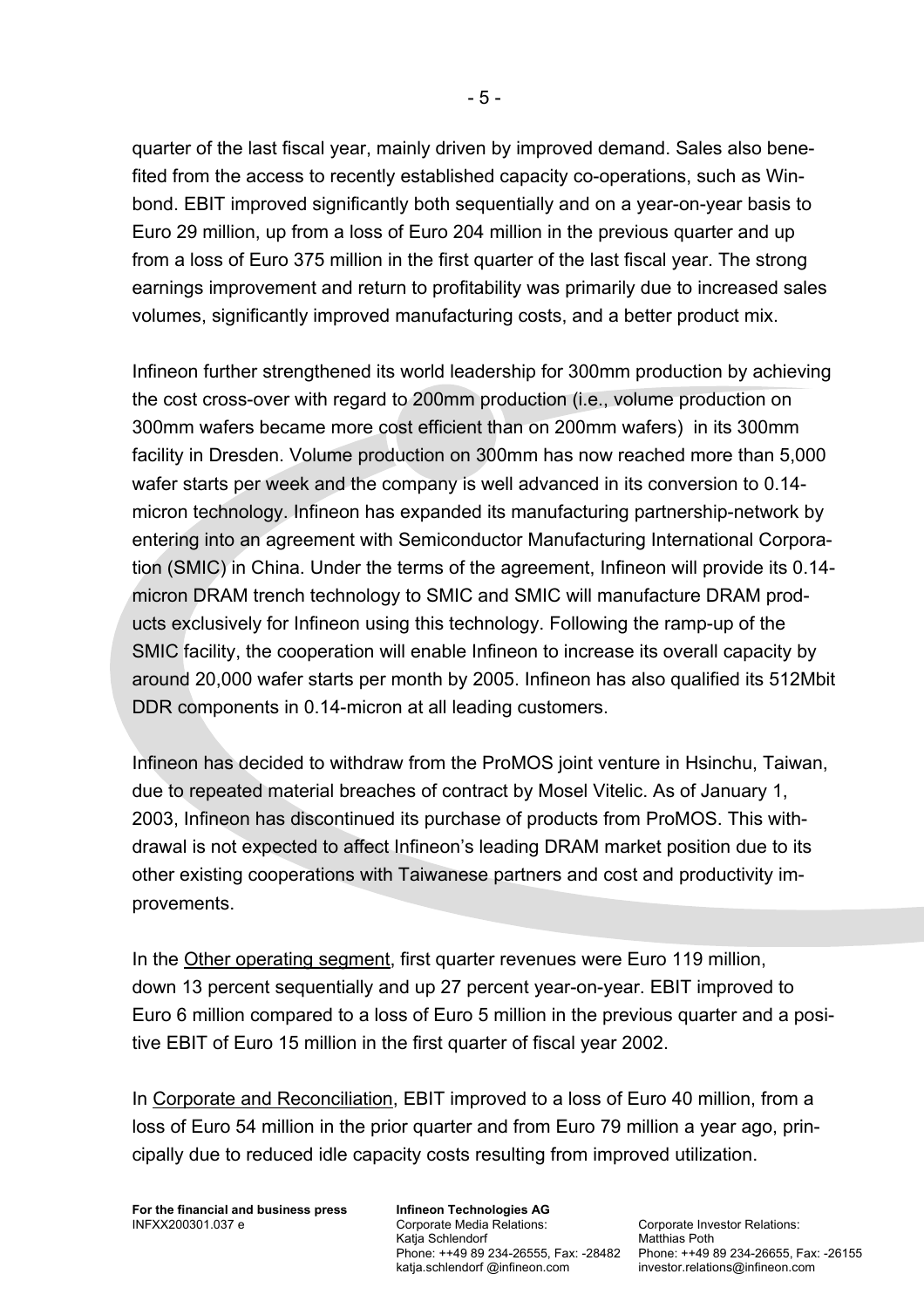quarter of the last fiscal year, mainly driven by improved demand. Sales also benefited from the access to recently established capacity co-operations, such as Winbond. EBIT improved significantly both sequentially and on a year-on-year basis to Euro 29 million, up from a loss of Euro 204 million in the previous quarter and up from a loss of Euro 375 million in the first quarter of the last fiscal year. The strong earnings improvement and return to profitability was primarily due to increased sales volumes, significantly improved manufacturing costs, and a better product mix.

Infineon further strengthened its world leadership for 300mm production by achieving the cost cross-over with regard to 200mm production (i.e., volume production on 300mm wafers became more cost efficient than on 200mm wafers) in its 300mm facility in Dresden. Volume production on 300mm has now reached more than 5,000 wafer starts per week and the company is well advanced in its conversion to 0.14-micron technology. Infineon has expanded its manufacturing partnership-network by entering into an agreement with Semiconductor Manufacturing International Corporation (SMIC) in China. Under the terms of the agreement, Infineon will provide its 0.14-micron DRAM trench technology to SMIC and SMIC will manufacture DRAM products exclusively for Infineon using this technology. Following the ramp-up of the SMIC facility, the cooperation will enable Infineon to increase its overall capacity by around 20,000 wafer starts per month by 2005. Infineon has also qualified its 512Mbit DDR components in 0.14-micron at all leading customers.

Infineon has decided to withdraw from the ProMOS joint venture in Hsinchu, Taiwan, due to repeated material breaches of contract by Mosel Vitelic. As of January 1, 2003, Infineon has discontinued its purchase of products from ProMOS. This withdrawal is not expected to affect Infineon's leading DRAM market position due to its other existing cooperations with Taiwanese partners and cost and productivity improvements.

In the Other operating segment, first quarter revenues were Euro 119 million, down 13 percent sequentially and up 27 percent year-on-year. EBIT improved to Euro 6 million compared to a loss of Euro 5 million in the previous quarter and a positive EBIT of Euro 15 million in the first quarter of fiscal year 2002.

In Corporate and Reconciliation, EBIT improved to a loss of Euro 40 million, from a loss of Euro 54 million in the prior quarter and from Euro 79 million a year ago, principally due to reduced idle capacity costs resulting from improved utilization.

**For the financial and business press**
INFXX200301.037 e

**Infineon Technologies AG**
Corporate Media Relations:
Katja Schlendorf
Phone: ++49 89 234-26555, Fax: -28482
katja.schlendorf @infineon.com

Corporate Investor Relations:
Matthias Poth
Phone: ++49 89 234-26655, Fax: -26155
investor.relations@infineon.com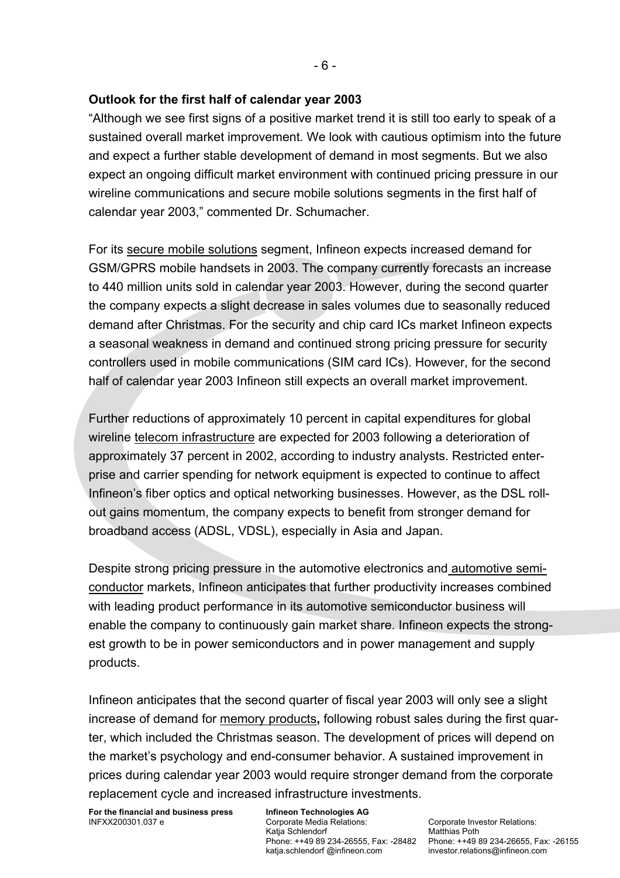**Outlook for the first half of calendar year 2003**

"Although we see first signs of a positive market trend it is still too early to speak of a sustained overall market improvement. We look with cautious optimism into the future and expect a further stable development of demand in most segments. But we also expect an ongoing difficult market environment with continued pricing pressure in our wireline communications and secure mobile solutions segments in the first half of calendar year 2003," commented Dr. Schumacher.

For its secure mobile solutions segment, Infineon expects increased demand for GSM/GPRS mobile handsets in 2003. The company currently forecasts an increase to 440 million units sold in calendar year 2003. However, during the second quarter the company expects a slight decrease in sales volumes due to seasonally reduced demand after Christmas. For the security and chip card ICs market Infineon expects a seasonal weakness in demand and continued strong pricing pressure for security controllers used in mobile communications (SIM card ICs). However, for the second half of calendar year 2003 Infineon still expects an overall market improvement.

Further reductions of approximately 10 percent in capital expenditures for global wireline telecom infrastructure are expected for 2003 following a deterioration of approximately 37 percent in 2002, according to industry analysts. Restricted enterprise and carrier spending for network equipment is expected to continue to affect Infineon's fiber optics and optical networking businesses. However, as the DSL roll-out gains momentum, the company expects to benefit from stronger demand for broadband access (ADSL, VDSL), especially in Asia and Japan.

Despite strong pricing pressure in the automotive electronics and automotive semiconductor markets, Infineon anticipates that further productivity increases combined with leading product performance in its automotive semiconductor business will enable the company to continuously gain market share. Infineon expects the strongest growth to be in power semiconductors and in power management and supply products.

Infineon anticipates that the second quarter of fiscal year 2003 will only see a slight increase of demand for memory products**,** following robust sales during the first quarter, which included the Christmas season. The development of prices will depend on the market's psychology and end-consumer behavior. A sustained improvement in prices during calendar year 2003 would require stronger demand from the corporate replacement cycle and increased infrastructure investments.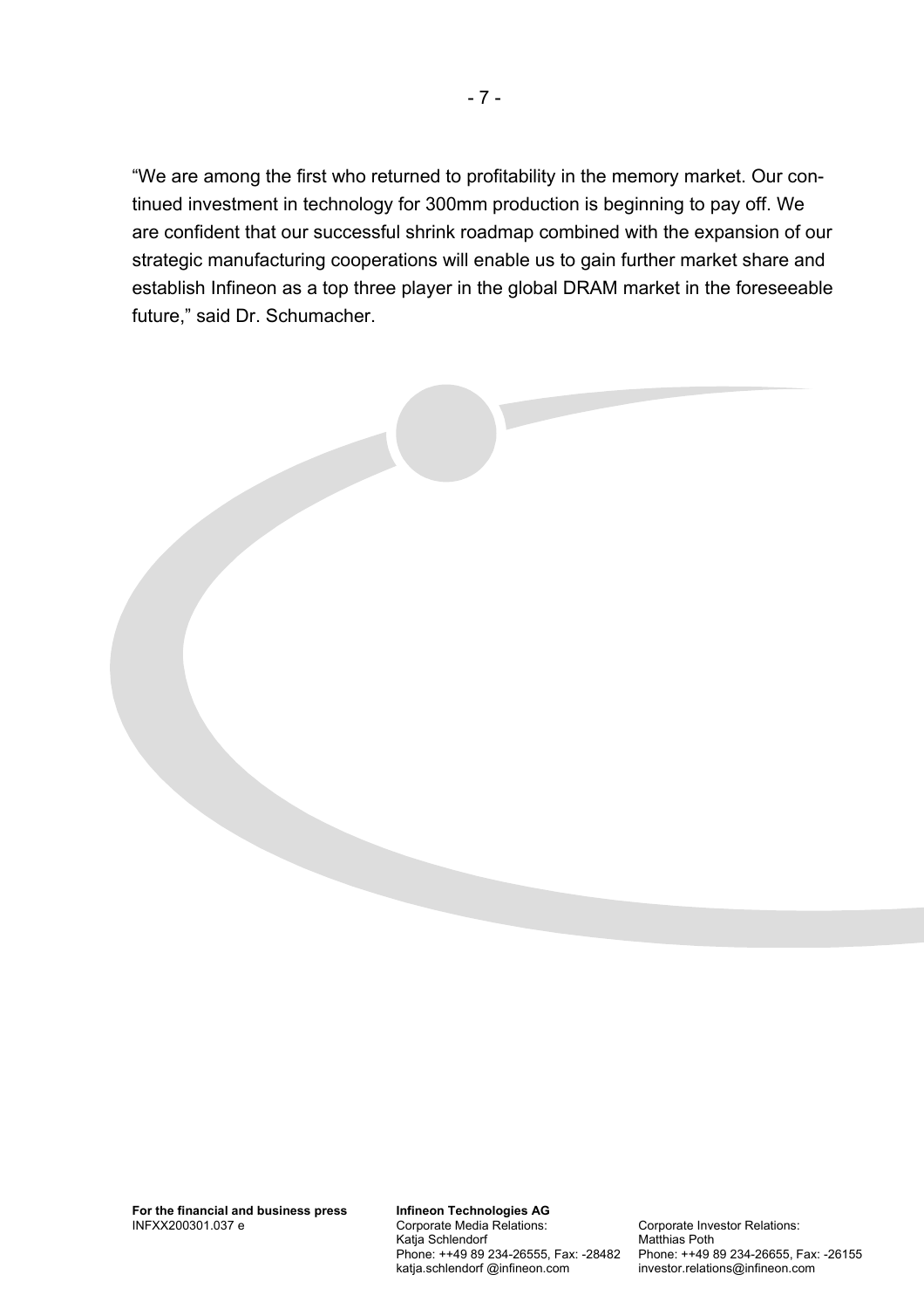"We are among the first who returned to profitability in the memory market. Our continued investment in technology for 300mm production is beginning to pay off. We are confident that our successful shrink roadmap combined with the expansion of our strategic manufacturing cooperations will enable us to gain further market share and establish Infineon as a top three player in the global DRAM market in the foreseeable future," said Dr. Schumacher.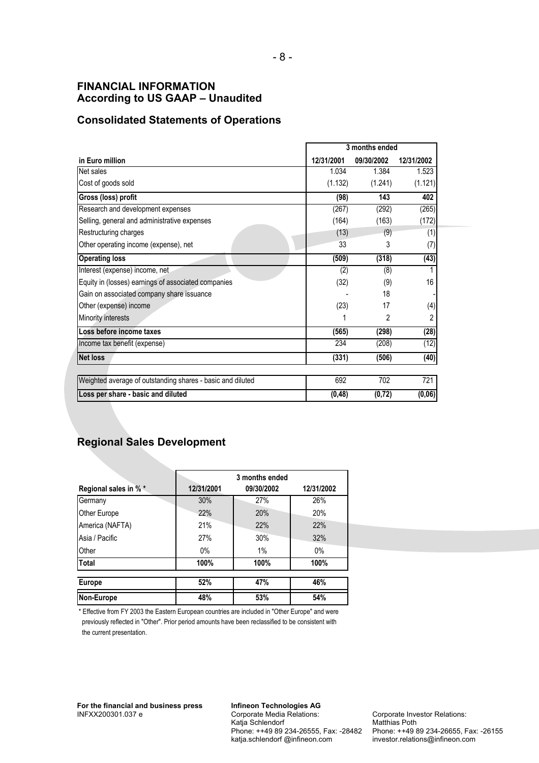## FINANCIAL INFORMATION
## According to US GAAP – Unaudited

### Consolidated Statements of Operations

| in Euro million | 3 months ended 12/31/2001 | 3 months ended 09/30/2002 | 3 months ended 12/31/2002 |
|---|---|---|---|
| Net sales | 1.034 | 1.384 | 1.523 |
| Cost of goods sold | (1.132) | (1.241) | (1.121) |
| **Gross (loss) profit** | **(98)** | **143** | **402** |
| Research and development expenses | (267) | (292) | (265) |
| Selling, general and administrative expenses | (164) | (163) | (172) |
| Restructuring charges | (13) | (9) | (1) |
| Other operating income (expense), net | 33 | 3 | (7) |
| **Operating loss** | **(509)** | **(318)** | **(43)** |
| Interest (expense) income, net | (2) | (8) | 1 |
| Equity in (losses) earnings of associated companies | (32) | (9) | 16 |
| Gain on associated company share issuance | - | 18 | - |
| Other (expense) income | (23) | 17 | (4) |
| Minority interests | 1 | 2 | 2 |
| **Loss before income taxes** | **(565)** | **(298)** | **(28)** |
| Income tax benefit (expense) | 234 | (208) | (12) |
| **Net loss** | **(331)** | **(506)** | **(40)** |
| | | | |
| Weighted average of outstanding shares - basic and diluted | 692 | 702 | 721 |
| **Loss per share - basic and diluted** | **(0,48)** | **(0,72)** | **(0,06)** |

### Regional Sales Development

| Regional sales in % * | 3 months ended 12/31/2001 | 3 months ended 09/30/2002 | 3 months ended 12/31/2002 |
|---|---|---|---|
| Germany | 30% | 27% | 26% |
| Other Europe | 22% | 20% | 20% |
| America (NAFTA) | 21% | 22% | 22% |
| Asia / Pacific | 27% | 30% | 32% |
| Other | 0% | 1% | 0% |
| **Total** | **100%** | **100%** | **100%** |
| | | | |
| **Europe** | **52%** | **47%** | **46%** |
| **Non-Europe** | **48%** | **53%** | **54%** |

\* Effective from FY 2003 the Eastern European countries are included in "Other Europe" and were previously reflected in "Other". Prior period amounts have been reclassified to be consistent with the current presentation.

**For the financial and business press**
INFXX200301.037 e

**Infineon Technologies AG**
Corporate Media Relations:
Katja Schlendorf
Phone: ++49 89 234-26555, Fax: -28482
katja.schlendorf @infineon.com

Corporate Investor Relations:
Matthias Poth
Phone: ++49 89 234-26655, Fax: -26155
investor.relations@infineon.com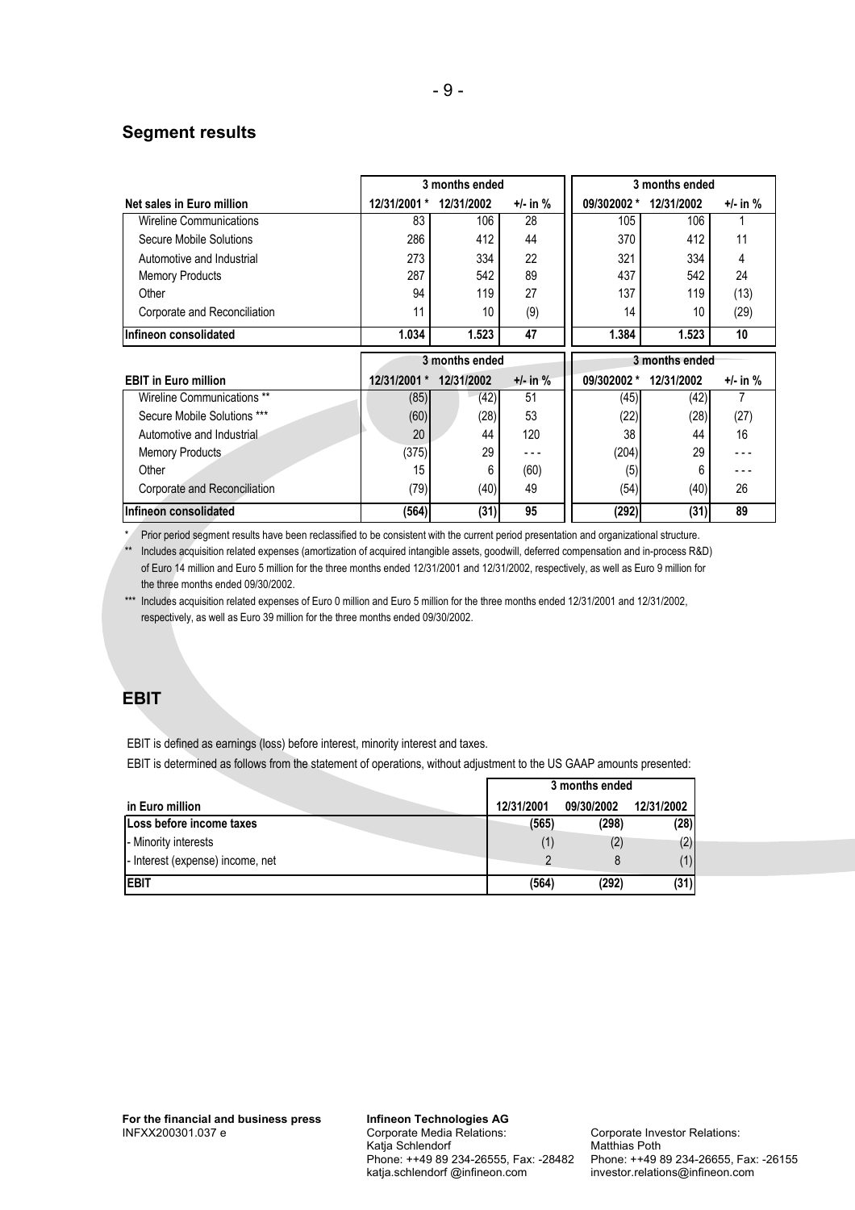## Segment results

| Net sales in Euro million | 3 months ended | | | 3 months ended | | |
|---|---|---|---|---|---|---|
| | 12/31/2001 * | 12/31/2002 | +/- in % | 09/302002 * | 12/31/2002 | +/- in % |
| Wireline Communications | 83 | 106 | 28 | 105 | 106 | 1 |
| Secure Mobile Solutions | 286 | 412 | 44 | 370 | 412 | 11 |
| Automotive and Industrial | 273 | 334 | 22 | 321 | 334 | 4 |
| Memory Products | 287 | 542 | 89 | 437 | 542 | 24 |
| Other | 94 | 119 | 27 | 137 | 119 | (13) |
| Corporate and Reconciliation | 11 | 10 | (9) | 14 | 10 | (29) |
| **Infineon consolidated** | **1.034** | **1.523** | **47** | **1.384** | **1.523** | **10** |

| EBIT in Euro million | 3 months ended | | | 3 months ended | | |
|---|---|---|---|---|---|---|
| | 12/31/2001 * | 12/31/2002 | +/- in % | 09/302002 * | 12/31/2002 | +/- in % |
| Wireline Communications ** | (85) | (42) | 51 | (45) | (42) | 7 |
| Secure Mobile Solutions *** | (60) | (28) | 53 | (22) | (28) | (27) |
| Automotive and Industrial | 20 | 44 | 120 | 38 | 44 | 16 |
| Memory Products | (375) | 29 | - - - | (204) | 29 | - - - |
| Other | 15 | 6 | (60) | (5) | 6 | - - - |
| Corporate and Reconciliation | (79) | (40) | 49 | (54) | (40) | 26 |
| **Infineon consolidated** | **(564)** | **(31)** | **95** | **(292)** | **(31)** | **89** |

\* Prior period segment results have been reclassified to be consistent with the current period presentation and organizational structure.

\*\* Includes acquisition related expenses (amortization of acquired intangible assets, goodwill, deferred compensation and in-process R&D) of Euro 14 million and Euro 5 million for the three months ended 12/31/2001 and 12/31/2002, respectively, as well as Euro 9 million for the three months ended 09/30/2002.

\*\*\* Includes acquisition related expenses of Euro 0 million and Euro 5 million for the three months ended 12/31/2001 and 12/31/2002, respectively, as well as Euro 39 million for the three months ended 09/30/2002.

## EBIT

EBIT is defined as earnings (loss) before interest, minority interest and taxes.

EBIT is determined as follows from the statement of operations, without adjustment to the US GAAP amounts presented:

| in Euro million | 3 months ended | | |
|---|---|---|---|
| | 12/31/2001 | 09/30/2002 | 12/31/2002 |
| **Loss before income taxes** | **(565)** | **(298)** | **(28)** |
| - Minority interests | (1) | (2) | (2) |
| - Interest (expense) income, net | 2 | 8 | (1) |
| **EBIT** | **(564)** | **(292)** | **(31)** |

**For the financial and business press**
INFXX200301.037 e

**Infineon Technologies AG**
Corporate Media Relations:
Katja Schlendorf
Phone: ++49 89 234-26555, Fax: -28482
katja.schlendorf @infineon.com

Corporate Investor Relations:
Matthias Poth
Phone: ++49 89 234-26655, Fax: -26155
investor.relations@infineon.com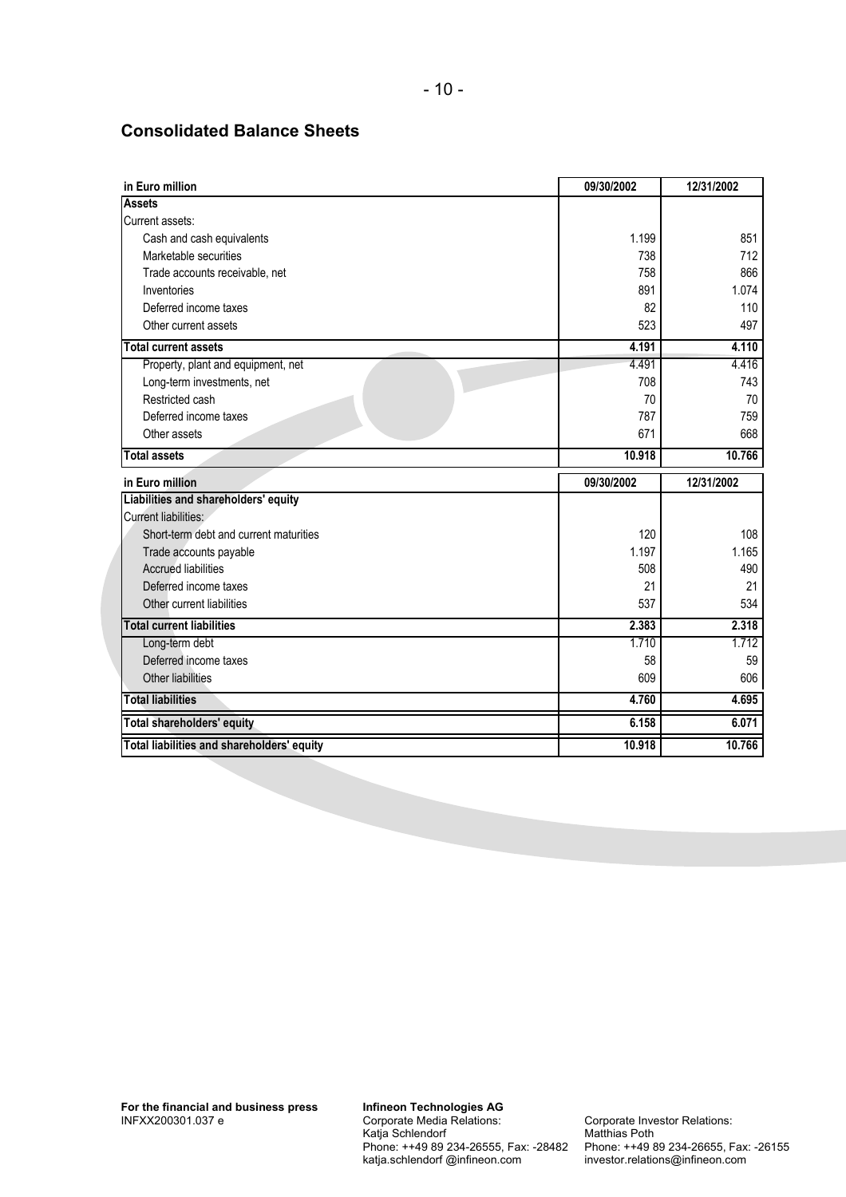## Consolidated Balance Sheets

| in Euro million | 09/30/2002 | 12/31/2002 |
|---|---|---|
| **Assets** | | |
| Current assets: | | |
| Cash and cash equivalents | 1.199 | 851 |
| Marketable securities | 738 | 712 |
| Trade accounts receivable, net | 758 | 866 |
| Inventories | 891 | 1.074 |
| Deferred income taxes | 82 | 110 |
| Other current assets | 523 | 497 |
| **Total current assets** | **4.191** | **4.110** |
| Property, plant and equipment, net | 4.491 | 4.416 |
| Long-term investments, net | 708 | 743 |
| Restricted cash | 70 | 70 |
| Deferred income taxes | 787 | 759 |
| Other assets | 671 | 668 |
| **Total assets** | **10.918** | **10.766** |

| in Euro million | 09/30/2002 | 12/31/2002 |
|---|---|---|
| **Liabilities and shareholders' equity** | | |
| Current liabilities: | | |
| Short-term debt and current maturities | 120 | 108 |
| Trade accounts payable | 1.197 | 1.165 |
| Accrued liabilities | 508 | 490 |
| Deferred income taxes | 21 | 21 |
| Other current liabilities | 537 | 534 |
| **Total current liabilities** | **2.383** | **2.318** |
| Long-term debt | 1.710 | 1.712 |
| Deferred income taxes | 58 | 59 |
| Other liabilities | 609 | 606 |
| **Total liabilities** | **4.760** | **4.695** |
| **Total shareholders' equity** | **6.158** | **6.071** |
| **Total liabilities and shareholders' equity** | **10.918** | **10.766** |

**For the financial and business press**
INFXX200301.037 e

**Infineon Technologies AG**
Corporate Media Relations:
Katja Schlendorf
Phone: ++49 89 234-26555, Fax: -28482
katja.schlendorf @infineon.com

Corporate Investor Relations:
Matthias Poth
Phone: ++49 89 234-26655, Fax: -26155
investor.relations@infineon.com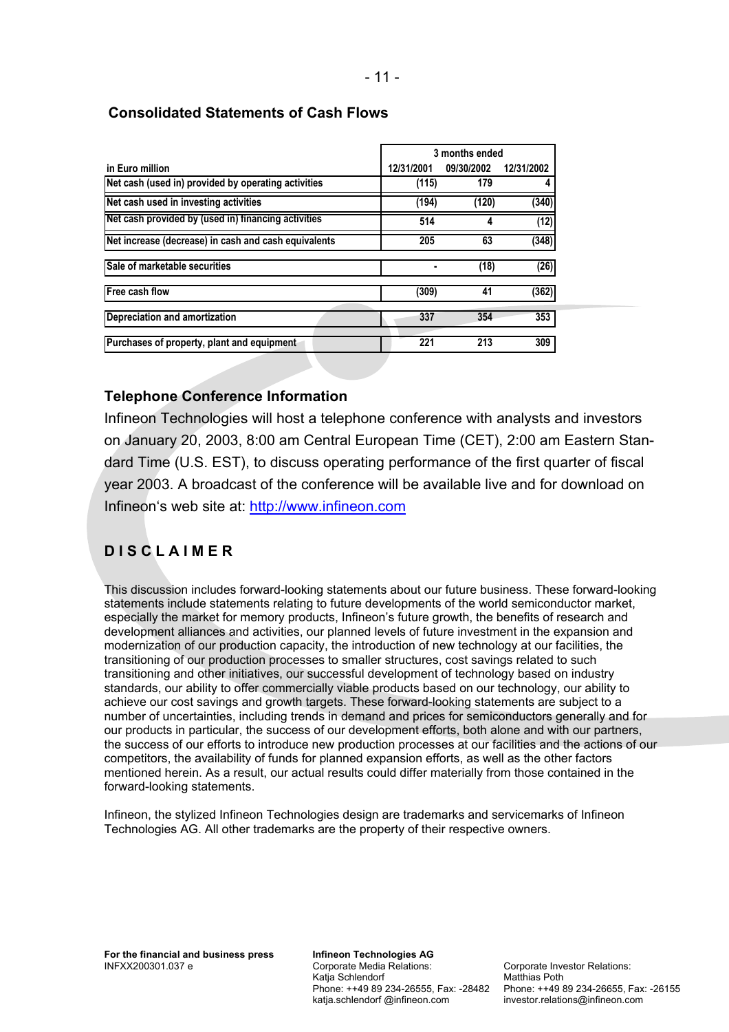## Consolidated Statements of Cash Flows

| in Euro million | 3 months ended | | |
|---|---|---|---|
| | 12/31/2001 | 09/30/2002 | 12/31/2002 |
| Net cash (used in) provided by operating activities | (115) | 179 | 4 |
| Net cash used in investing activities | (194) | (120) | (340) |
| Net cash provided by (used in) financing activities | 514 | 4 | (12) |
| Net increase (decrease) in cash and cash equivalents | 205 | 63 | (348) |
| Sale of marketable securities | - | (18) | (26) |
| Free cash flow | (309) | 41 | (362) |
| Depreciation and amortization | 337 | 354 | 353 |
| Purchases of property, plant and equipment | 221 | 213 | 309 |

### Telephone Conference Information

Infineon Technologies will host a telephone conference with analysts and investors on January 20, 2003, 8:00 am Central European Time (CET), 2:00 am Eastern Standard Time (U.S. EST), to discuss operating performance of the first quarter of fiscal year 2003. A broadcast of the conference will be available live and for download on Infineon's web site at: http://www.infineon.com

### DISCLAIMER

This discussion includes forward-looking statements about our future business. These forward-looking statements include statements relating to future developments of the world semiconductor market, especially the market for memory products, Infineon's future growth, the benefits of research and development alliances and activities, our planned levels of future investment in the expansion and modernization of our production capacity, the introduction of new technology at our facilities, the transitioning of our production processes to smaller structures, cost savings related to such transitioning and other initiatives, our successful development of technology based on industry standards, our ability to offer commercially viable products based on our technology, our ability to achieve our cost savings and growth targets. These forward-looking statements are subject to a number of uncertainties, including trends in demand and prices for semiconductors generally and for our products in particular, the success of our development efforts, both alone and with our partners, the success of our efforts to introduce new production processes at our facilities and the actions of our competitors, the availability of funds for planned expansion efforts, as well as the other factors mentioned herein. As a result, our actual results could differ materially from those contained in the forward-looking statements.

Infineon, the stylized Infineon Technologies design are trademarks and servicemarks of Infineon Technologies AG. All other trademarks are the property of their respective owners.

**For the financial and business press**
INFXX200301.037 e

**Infineon Technologies AG**
Corporate Media Relations:
Katja Schlendorf
Phone: ++49 89 234-26555, Fax: -28482
katja.schlendorf @infineon.com

Corporate Investor Relations:
Matthias Poth
Phone: ++49 89 234-26655, Fax: -26155
investor.relations@infineon.com